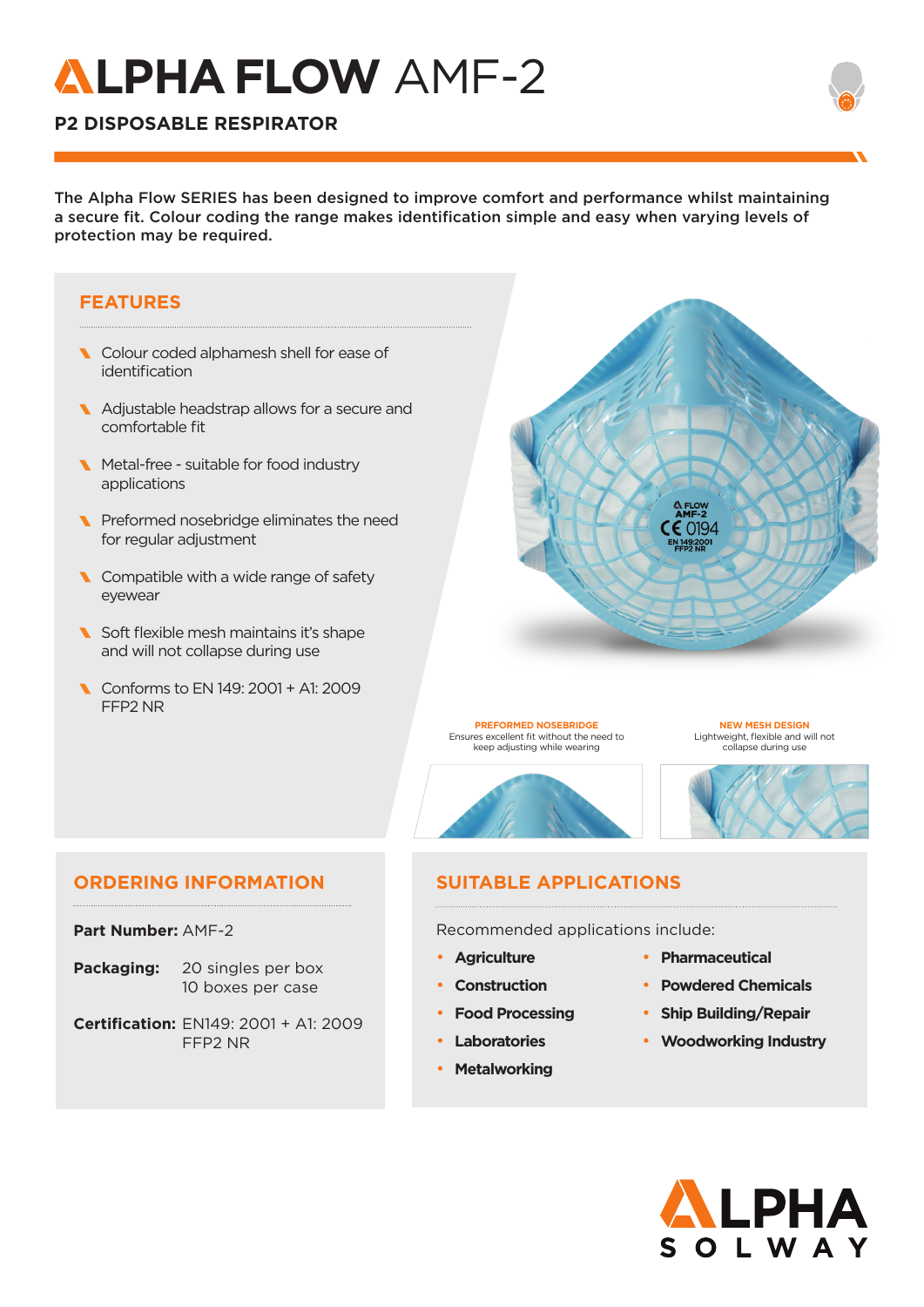# ALPHA FLOW AMF-2

## P2 DISPOSABLE RESPIRATOR

**The Alpha Flow SERIES has been designed to improve comfort and performance whilst maintaining a secure fit. Colour coding the range makes identification simple and easy when varying levels of protection may be required.**

## FEATURES

- Colour coded alphamesh shell for ease of identification
- Adjustable headstrap allows for a secure and comfortable fit
- Metal-free - suitable for food industry applications
- Preformed nosebridge eliminates the need for regular adjustment
- Compatible with a wide range of safety eyewear
- Soft flexible mesh maintains it's shape and will not collapse during use
- Conforms to EN 149: 2001 + A1: 2009 FFP2 NR

**PREFORMED NOSEBRIDGE**
Ensures excellent fit without the need to keep adjusting while wearing

**NEW MESH DESIGN**
Lightweight, flexible and will not collapse during use

## ORDERING INFORMATION

**Part Number:** AMF-2

**Packaging:** 20 singles per box
10 boxes per case

**Certification:** EN149: 2001 + A1: 2009
FFP2 NR

## SUITABLE APPLICATIONS

Recommended applications include:

- **Agriculture**
- **Construction**
- **Food Processing**
- **Laboratories**
- **Metalworking**
- **Pharmaceutical**
- **Powdered Chemicals**
- **Ship Building/Repair**
- **Woodworking Industry**

ALPHA SOLWAY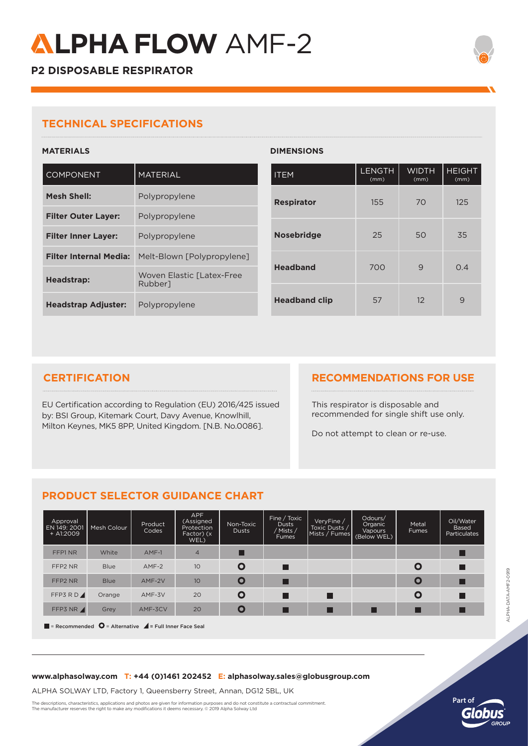# ALPHA FLOW AMF-2

**P2 DISPOSABLE RESPIRATOR**

## TECHNICAL SPECIFICATIONS

### MATERIALS

| COMPONENT | MATERIAL |
|---|---|
| **Mesh Shell:** | Polypropylene |
| **Filter Outer Layer:** | Polypropylene |
| **Filter Inner Layer:** | Polypropylene |
| **Filter Internal Media:** | Melt-Blown [Polypropylene] |
| **Headstrap:** | Woven Elastic [Latex-Free Rubber] |
| **Headstrap Adjuster:** | Polypropylene |

### DIMENSIONS

| ITEM | LENGTH (mm) | WIDTH (mm) | HEIGHT (mm) |
|---|---|---|---|
| **Respirator** | 155 | 70 | 125 |
| **Nosebridge** | 25 | 50 | 35 |
| **Headband** | 700 | 9 | 0.4 |
| **Headband clip** | 57 | 12 | 9 |

## CERTIFICATION

EU Certification according to Regulation (EU) 2016/425 issued by: BSI Group, Kitemark Court, Davy Avenue, Knowlhill, Milton Keynes, MK5 8PP, United Kingdom. [N.B. No.0086].

## RECOMMENDATIONS FOR USE

This respirator is disposable and recommended for single shift use only.

Do not attempt to clean or re-use.

## PRODUCT SELECTOR GUIDANCE CHART

| Approval EN 149: 2001 + A1:2009 | Mesh Colour | Product Codes | APF (Assigned Protection Factor) (x WEL) | Non-Toxic Dusts | Fine / Toxic Dusts / Mists / Fumes | VeryFine / Toxic Dusts / Mists / Fumes | Odours/ Organic Vapours (Below WEL) | Metal Fumes | Oil/Water Based Particulates |
|---|---|---|---|---|---|---|---|---|---|
| FFP1 NR | White | AMF-1 | 4 | ■ | | | | | ■ |
| FFP2 NR | Blue | AMF-2 | 10 | O | ■ | | | O | ■ |
| FFP2 NR | Blue | AMF-2V | 10 | O | ■ | | | O | ■ |
| FFP3 R D ◢ | Orange | AMF-3V | 20 | O | ■ | ■ | | O | ■ |
| FFP3 NR ◢ | Grey | AMF-3CV | 20 | O | ■ | ■ | ■ | ■ | ■ |

■ = Recommended O = Alternative ◢ = Full Inner Face Seal

**www.alphasolway.com T: +44 (0)1461 202452 E: alphasolway.sales@globusgroup.com**

ALPHA SOLWAY LTD, Factory 1, Queensberry Street, Annan, DG12 5BL, UK

The descriptions, characteristics, applications and photos are given for information purposes and do not constitute a contractual commitment. The manufacturer reserves the right to make any modifications it deems necessary. © 2019 Alpha Solway Ltd

ALPHA-DATA-AMF2-0919

Part of Globus GROUP